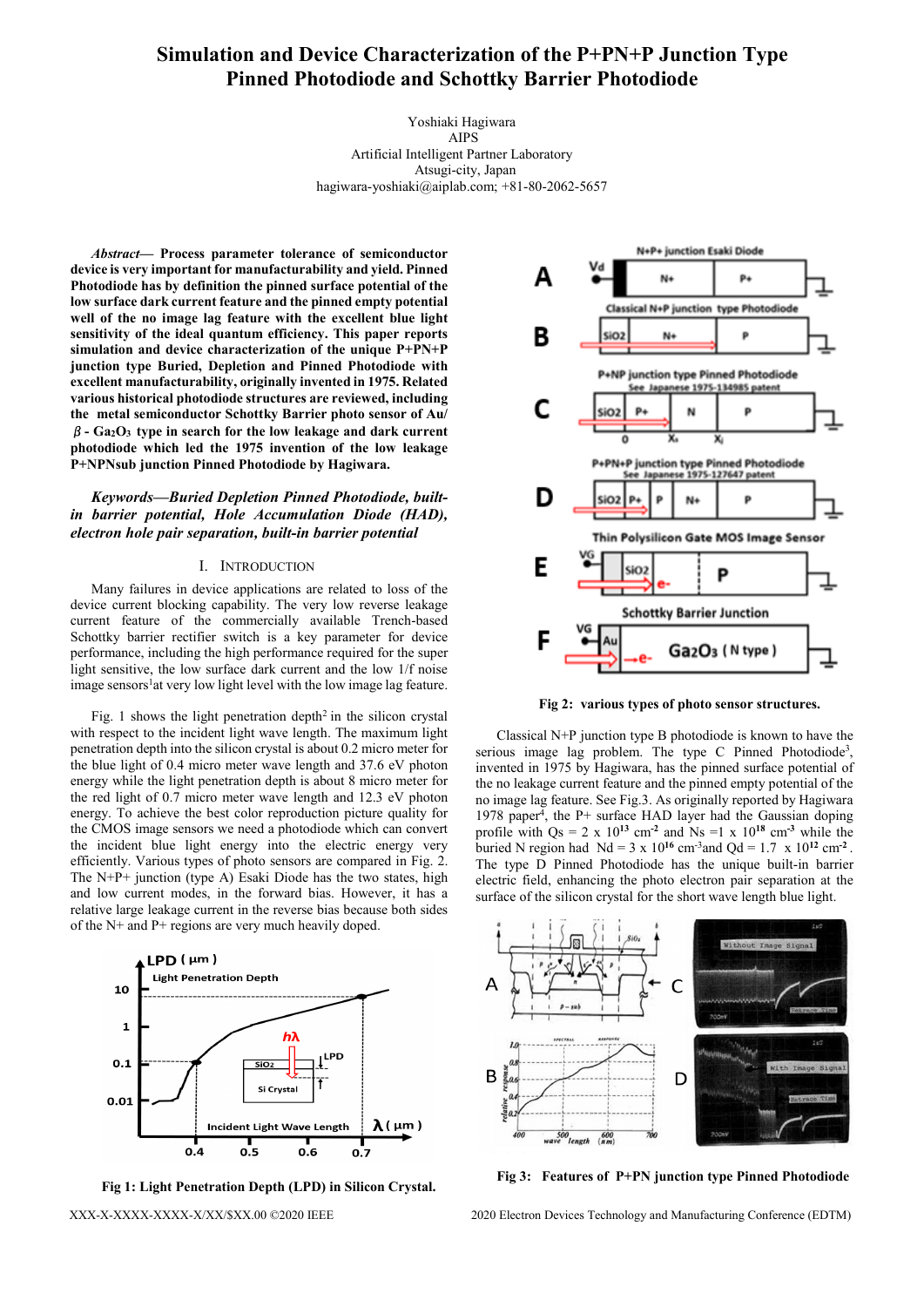# Simulation and Device Characterization of the P+PN+P Junction Type Pinned Photodiode and Schottky Barrier Photodiode

Yoshiaki Hagiwara
AIPS
Artificial Intelligent Partner Laboratory
Atsugi-city, Japan
hagiwara-yoshiaki@aiplab.com; +81-80-2062-5657

***Abstract*— Process parameter tolerance of semiconductor device is very important for manufacturability and yield. Pinned Photodiode has by definition the pinned surface potential of the low surface dark current feature and the pinned empty potential well of the no image lag feature with the excellent blue light sensitivity of the ideal quantum efficiency. This paper reports simulation and device characterization of the unique P+PN+P junction type Buried, Depletion and Pinned Photodiode with excellent manufacturability, originally invented in 1975. Related various historical photodiode structures are reviewed, including the metal semiconductor Schottky Barrier photo sensor of Au/ β - $Ga_2O_3$ type in search for the low leakage and dark current photodiode which led the 1975 invention of the low leakage P+NPNsub junction Pinned Photodiode by Hagiwara.**

***Keywords—Buried Depletion Pinned Photodiode, built-in barrier potential, Hole Accumulation Diode (HAD), electron hole pair separation, built-in barrier potential***

## I. Introduction

Many failures in device applications are related to loss of the device current blocking capability. The very low reverse leakage current feature of the commercially available Trench-based Schottky barrier rectifier switch is a key parameter for device performance, including the high performance required for the super light sensitive, the low surface dark current and the low 1/f noise image sensors[1] at very low light level with the low image lag feature.

Fig. 1 shows the light penetration depth[2] in the silicon crystal with respect to the incident light wave length. The maximum light penetration depth into the silicon crystal is about 0.2 micro meter for the blue light of 0.4 micro meter wave length and 37.6 eV photon energy while the light penetration depth is about 8 micro meter for the red light of 0.7 micro meter wave length and 12.3 eV photon energy. To achieve the best color reproduction picture quality for the CMOS image sensors we need a photodiode which can convert the incident blue light energy into the electric energy very efficiently. Various types of photo sensors are compared in Fig. 2. The N+P+ junction (type A) Esaki Diode has the two states, high and low current modes, in the forward bias. However, it has a relative large leakage current in the reverse bias because both sides of the N+ and P+ regions are very much heavily doped.

LPD ( μm )
Light Penetration Depth
10
1
0.1
0.01
hλ
SiO2
LPD
Si Crystal
Incident Light Wave Length
λ ( μm )
0.4
0.5
0.6
0.7

**Fig 1: Light Penetration Depth (LPD) in Silicon Crystal.**

A
Vd
N+P+ junction Esaki Diode
N+
P+
B
Classical N+P junction type Photodiode
SiO2
N+
P
C
P+NP junction type Pinned Photodiode
See Japanese 1975-134985 patent
SiO2
P+
N
P
0
Xs
Xj
D
P+PN+P junction type Pinned Photodiode
See Japanese 1975-127647 patent
SiO2
P+
P
N+
P
E
Thin Polysilicon Gate MOS Image Sensor
VG
SiO2
e-
P
F
Schottky Barrier Junction
VG
Au
e-
Ga2O3 ( N type )

**Fig 2: various types of photo sensor structures.**

Classical N+P junction type B photodiode is known to have the serious image lag problem. The type C Pinned Photodiode[3], invented in 1975 by Hagiwara, has the pinned surface potential of the no leakage current feature and the pinned empty potential of the no image lag feature. See Fig.3. As originally reported by Hagiwara 1978 paper[4], the P+ surface HAD layer had the Gaussian doping profile with Qs = 2 x $10^{13}$ $cm^{-2}$ and Ns =1 x $10^{18}$ $cm^{-3}$ while the buried N region had Nd = 3 x $10^{16}$ $cm^{-3}$ and Qd = 1.7 x $10^{12}$ $cm^{-2}$. The type D Pinned Photodiode has the unique built-in barrier electric field, enhancing the photo electron pair separation at the surface of the silicon crystal for the short wave length blue light.

A
C
B
D
SiO2
P-sub
Without Image Signal
With Image Signal
Retrace Time
SPECTRAL RESPONSE
relative response
1.0
0.8
0.6
0.4
0.2
400
500
600
700
wave length (nm)

**Fig 3: Features of P+PN junction type Pinned Photodiode**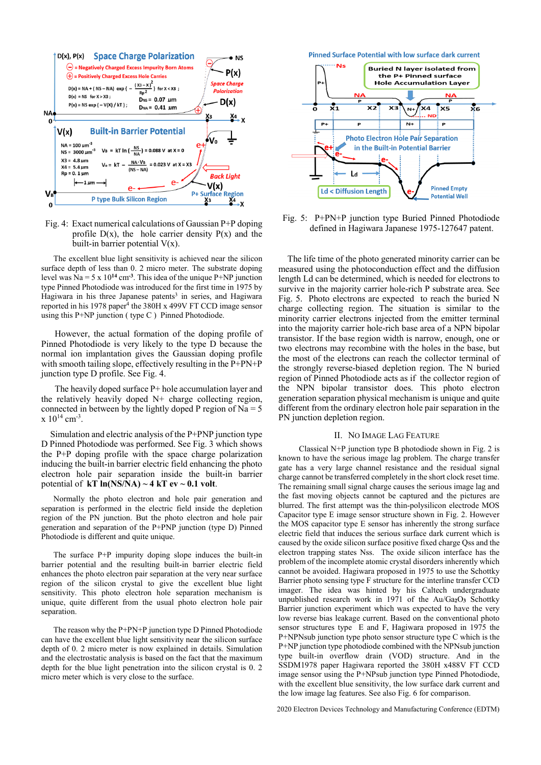Fig. 4: Exact numerical calculations of Gaussian P+P doping profile D(x), the hole carrier density P(x) and the built-in barrier potential V(x).

The excellent blue light sensitivity is achieved near the silicon surface depth of less than 0. 2 micro meter. The substrate doping level was Na = 5 x $10^{14}$ $cm^{-3}$. This idea of the unique P+NP junction type Pinned Photodiode was introduced for the first time in 1975 by Hagiwara in his three Japanese patents[3] in series, and Hagiwara reported in his 1978 paper[4] the 380H x 499V FT CCD image sensor using this P+NP junction ( type C ) Pinned Photodiode.

However, the actual formation of the doping profile of Pinned Photodiode is very likely to the type D because the normal ion implantation gives the Gaussian doping profile with smooth tailing slope, effectively resulting in the P+PN+P junction type D profile. See Fig. 4.

The heavily doped surface P+ hole accumulation layer and the relatively heavily doped N+ charge collecting region, connected in between by the lightly doped P region of Na = 5 x $10^{14}$ $cm^{-3}$.

Simulation and electric analysis of the P+PNP junction type D Pinned Photodiode was performed. See Fig. 3 which shows the P+P doping profile with the space charge polarization inducing the built-in barrier electric field enhancing the photo electron hole pair separation inside the built-in barrier potential of **kT ln(NS/NA) ~ 4 kT ev ~ 0.1 volt**.

Normally the photo electron and hole pair generation and separation is performed in the electric field inside the depletion region of the PN junction. But the photo electron and hole pair generation and separation of the P+PNP junction (type D) Pinned Photodiode is different and quite unique.

The surface P+P impurity doping slope induces the built-in barrier potential and the resulting built-in barrier electric field enhances the photo electron hole pair separation at the very near surface region of the silicon crystal to give the excellent blue light sensitivity. This photo electron hole separation mechanism is unique, quite different from the usual photo electron hole pair separation.

The reason why the P+PN+P junction type D Pinned Photodiode can have the excellent blue light sensitivity near the silicon surface depth of 0. 2 micro meter is now explained in details. Simulation and the electrostatic analysis is based on the fact that the maximum depth for the blue light penetration into the silicon crystal is 0. 2 micro meter which is very close to the surface.

Fig. 5: P+PN+P junction type Buried Pinned Photodiode defined in Hagiwara Japanese 1975-127647 patent.

The life time of the photo generated minority carrier can be measured using the photoconduction effect and the diffusion length Ld can be determined, which is needed for electrons to survive in the majority carrier hole-rich P substrate area. See Fig. 5. Photo electrons are expected to reach the buried N charge collecting region. The situation is similar to the minority carrier electrons injected from the emitter terminal into the majority carrier hole-rich base area of a NPN bipolar transistor. If the base region width is narrow, enough, one or two electrons may recombine with the holes in the base, but the most of the electrons can reach the collector terminal of the strongly reverse-biased depletion region. The N buried region of Pinned Photodiode acts as if the collector region of the NPN bipolar transistor does. This photo electron generation separation physical mechanism is unique and quite different from the ordinary electron hole pair separation in the PN junction depletion region.

## II. No Image Lag Feature

Classical N+P junction type B photodiode shown in Fig. 2 is known to have the serious image lag problem. The charge transfer gate has a very large channel resistance and the residual signal charge cannot be transferred completely in the short clock reset time. The remaining small signal charge causes the serious image lag and the fast moving objects cannot be captured and the pictures are blurred. The first attempt was the thin-polysilicon electrode MOS Capacitor type E image sensor structure shown in Fig. 2. However the MOS capacitor type E sensor has inherently the strong surface electric field that induces the serious surface dark current which is caused by the oxide silicon surface positive fixed charge Qss and the electron trapping states Nss. The oxide silicon interface has the problem of the incomplete atomic crystal disorders inherently which cannot be avoided. Hagiwara proposed in 1975 to use the Schottky Barrier photo sensing type F structure for the interline transfer CCD imager. The idea was hinted by his Caltech undergraduate unpublished research work in 1971 of the $Au/Ga_2O_3$ Schottky Barrier junction experiment which was expected to have the very low reverse bias leakage current. Based on the conventional photo sensor structures type E and F, Hagiwara proposed in 1975 the P+NPNsub junction type photo sensor structure type C which is the P+NP junction type photodiode combined with the NPNsub junction type built-in overflow drain (VOD) structure. And in the SSDM1978 paper Hagiwara reported the 380H x488V FT CCD image sensor using the P+NPsub junction type Pinned Photodiode, with the excellent blue sensitivity, the low surface dark current and the low image lag features. See also Fig. 6 for comparison.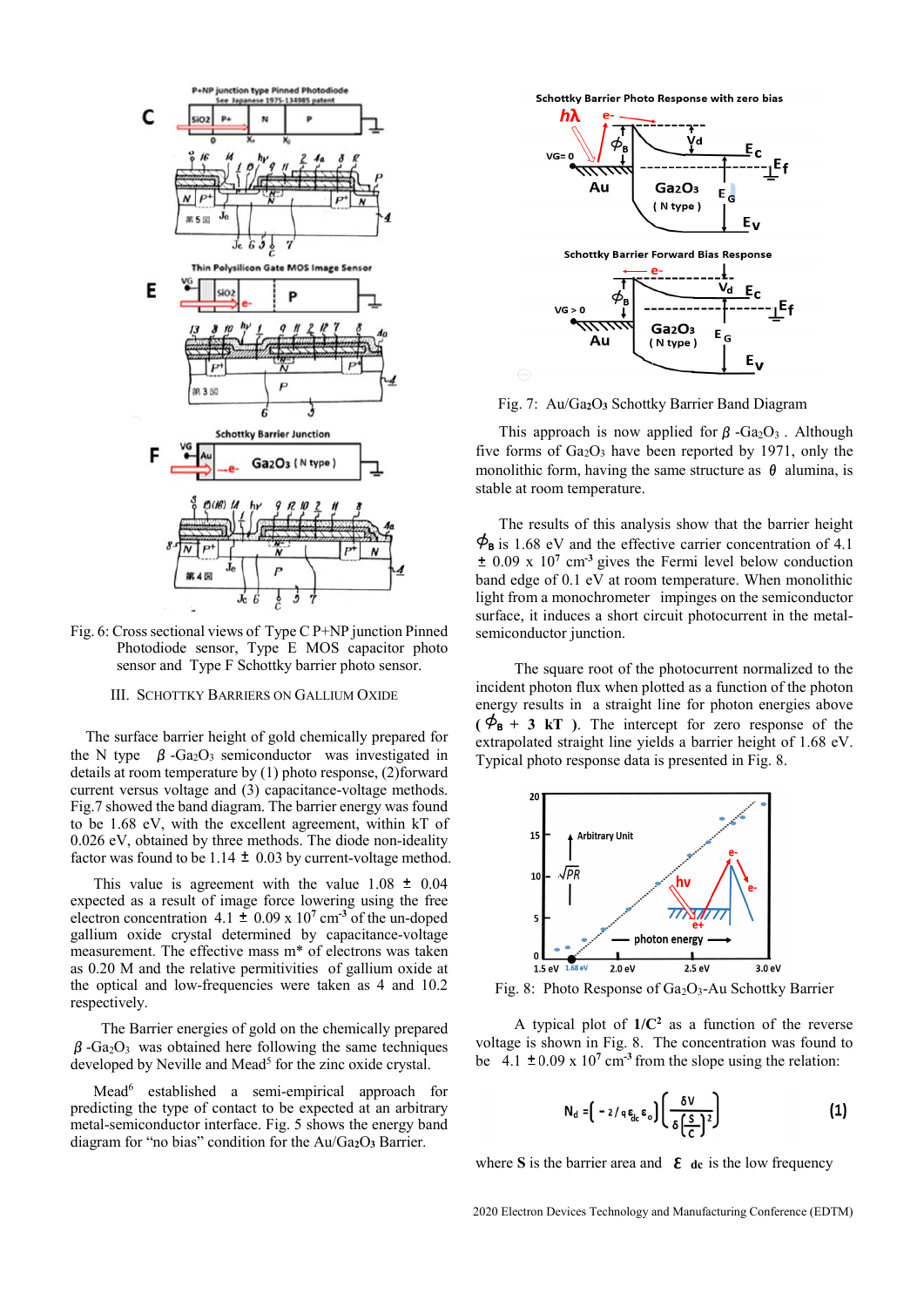C

P+NP junction type Pinned Photodiode
See Japanese 1975-134985 patent

E

Thin Polysilicon Gate MOS Image Sensor

F

Schottky Barrier Junction

Fig. 6: Cross sectional views of Type C P+NP junction Pinned Photodiode sensor, Type E MOS capacitor photo sensor and Type F Schottky barrier photo sensor.

## III. Schottky Barriers on Gallium Oxide

The surface barrier height of gold chemically prepared for the N type $\beta$ -$Ga_2O_3$ semiconductor was investigated in details at room temperature by (1) photo response, (2)forward current versus voltage and (3) capacitance-voltage methods. Fig.7 showed the band diagram. The barrier energy was found to be 1.68 eV, with the excellent agreement, within kT of 0.026 eV, obtained by three methods. The diode non-ideality factor was found to be 1.14 ± 0.03 by current-voltage method.

This value is agreement with the value 1.08 ± 0.04 expected as a result of image force lowering using the free electron concentration 4.1 ± 0.09 x $10^7$ $cm^{-3}$ of the un-doped gallium oxide crystal determined by capacitance-voltage measurement. The effective mass m* of electrons was taken as 0.20 M and the relative permitivities of gallium oxide at the optical and low-frequencies were taken as 4 and 10.2 respectively.

The Barrier energies of gold on the chemically prepared $\beta$ -$Ga_2O_3$ was obtained here following the same techniques developed by Neville and Mead[5] for the zinc oxide crystal.

Mead[6] established a semi-empirical approach for predicting the type of contact to be expected at an arbitrary metal-semiconductor interface. Fig. 5 shows the band diagram for "no bias" condition for the Au/$Ga_2O_3$ Barrier.

Schottky Barrier Photo Response with zero bias

Schottky Barrier Forward Bias Response

Fig. 7: Au/$Ga_2O_3$ Schottky Barrier Band Diagram

This approach is now applied for $\beta$ -$Ga_2O_3$ . Although five forms of $Ga_2O_3$ have been reported by 1971, only the monolithic form, having the same structure as $\theta$ alumina, is stable at room temperature.

The results of this analysis show that the barrier height $\phi_B$ is 1.68 eV and the effective carrier concentration of 4.1 ± 0.09 x $10^7$ $cm^{-3}$ gives the Fermi level below conduction band edge of 0.1 eV at room temperature. When monolithic light from a monochrometer impinges on the semiconductor surface, it induces a short circuit photocurrent in the metal-semiconductor junction.

The square root of the photocurrent normalized to the incident photon flux when plotted as a function of the photon energy results in a straight line for photon energies above ($\phi_B$ + 3 kT ). The intercept for zero response of the extrapolated straight line yields a barrier height of 1.68 eV. Typical photo response data is presented in Fig. 8.

20
15
10
5
0
Arbitrary Unit
√PR
photon energy
1.5 eV 1.68 eV 2.0 eV 2.5 eV 3.0 eV

Fig. 8: Photo Response of $Ga_2O_3$-Au Schottky Barrier

A typical plot of $1/C^2$ as a function of the reverse voltage is shown in Fig. 8. The concentration was found to be 4.1 ±0.09 x $10^7$ $cm^{-3}$ from the slope using the relation:

$$N_d = \left( -2/q\varepsilon_{dc}\varepsilon_o \right) \left( \frac{\delta V}{\delta \left( \frac{S}{C} \right)^2} \right) \quad (1)$$

where **S** is the barrier area and $\varepsilon_{dc}$ is the low frequency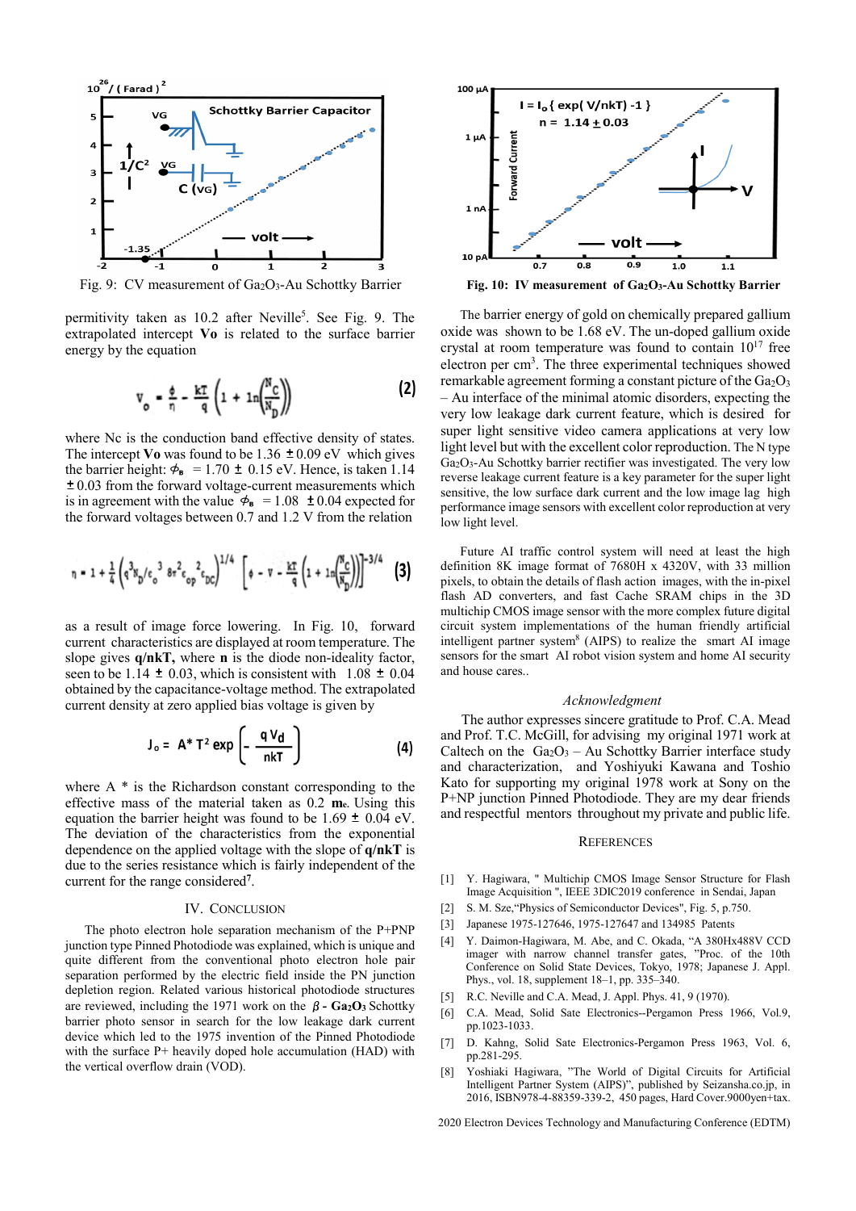10[26] / ( Farad )[2]

Schottky Barrier Capacitor

VG

1/C[2]

VG

C (VG)

volt

-1.35

5 4 3 2 1

-2 -1 0 1 2 3

Fig. 9: CV measurement of $Ga_2O_3$-Au Schottky Barrier

permitivity taken as 10.2 after Neville[5]. See Fig. 9. The extrapolated intercept **Vo** is related to the surface barrier energy by the equation

$$V_o = \frac{\phi}{n} - \frac{kT}{q}\left(1 + \ln\left(\frac{N_C}{N_D}\right)\right) \quad (2)$$

where Nc is the conduction band effective density of states. The intercept **Vo** was found to be 1.36 ±0.09 eV which gives the barrier height: $\phi_B$ = 1.70 ± 0.15 eV. Hence, is taken 1.14 ±0.03 from the forward voltage-current measurements which is in agreement with the value $\phi_B$ = 1.08 ±0.04 expected for the forward voltages between 0.7 and 1.2 V from the relation

$$n = 1 + \frac{1}{4}\left(q^3 N_D / \epsilon_s^3 \, 8\pi^2 \epsilon_{op}^2 \epsilon_{DC}\right)^{1/4} \left[\phi - V - \frac{kT}{q}\left(1 + \ln\left(\frac{N_C}{N_D}\right)\right)\right]^{-3/4} \quad (3)$$

as a result of image force lowering. In Fig. 10, forward current characteristics are displayed at room temperature. The slope gives **q/nkT,** where **n** is the diode non-ideality factor, seen to be 1.14 ± 0.03, which is consistent with 1.08 ± 0.04 obtained by the capacitance-voltage method. The extrapolated current density at zero applied bias voltage is given by

$$J_o = A^* T^2 \exp\left(-\frac{qV_d}{nkT}\right) \quad (4)$$

where A * is the Richardson constant corresponding to the effective mass of the material taken as 0.2 $m_e$. Using this equation the barrier height was found to be 1.69 ± 0.04 eV. The deviation of the characteristics from the exponential dependence on the applied voltage with the slope of **q/nkT** is due to the series resistance which is fairly independent of the current for the range considered[7].

## IV. Conclusion

The photo electron hole separation mechanism of the P+PNP junction type Pinned Photodiode was explained, which is unique and quite different from the conventional photo electron hole pair separation performed by the electric field inside the PN junction depletion region. Related various historical photodiode structures are reviewed, including the 1971 work on the $\beta$ - $Ga_2O_3$ Schottky barrier photo sensor in search for the low leakage dark current device which led to the 1975 invention of the Pinned Photodiode with the surface P+ heavily doped hole accumulation (HAD) with the vertical overflow drain (VOD).

100 μA

1 μA

1 nA

10 pA

I = Io{ exp( V/nkT) -1 }

n = 1.14 ± 0.03

Forward Current

I

V

volt

0.7 0.8 0.9 1.0 1.1

**Fig. 10: IV measurement of $Ga_2O_3$-Au Schottky Barrier**

The barrier energy of gold on chemically prepared gallium oxide was shown to be 1.68 eV. The un-doped gallium oxide crystal at room temperature was found to contain $10^{17}$ free electron per cm[3]. The three experimental techniques showed remarkable agreement forming a constant picture of the $Ga_2O_3$ – Au interface of the minimal atomic disorders, expecting the very low leakage dark current feature, which is desired for super light sensitive video camera applications at very low light level but with the excellent color reproduction. The N type $Ga_2O_3$-Au Schottky barrier rectifier was investigated. The very low reverse leakage current feature is a key parameter for the super light sensitive, the low surface dark current and the low image lag high performance image sensors with excellent color reproduction at very low light level.

Future AI traffic control system will need at least the high definition 8K image format of 7680H x 4320V, with 33 million pixels, to obtain the details of flash action images, with the in-pixel flash AD converters, and fast Cache SRAM chips in the 3D multichip CMOS image sensor with the more complex future digital circuit system implementations of the human friendly artificial intelligent partner system[8] (AIPS) to realize the smart AI image sensors for the smart AI robot vision system and home AI security and house cares..

### *Acknowledgment*

The author expresses sincere gratitude to Prof. C.A. Mead and Prof. T.C. McGill, for advising my original 1971 work at Caltech on the $Ga_2O_3$ – Au Schottky barrier interface study and characterization, and Yoshiyuki Kawana and Toshio Kato for supporting my original 1978 work at Sony on the P+NP junction Pinned Photodiode. They are my dear friends and respectful mentors throughout my private and public life.

## References

[1] Y. Hagiwara, " Multichip CMOS Image Sensor Structure for Flash Image Acquisition ", IEEE 3DIC2019 conference in Sendai, Japan

[2] S. M. Sze,"Physics of Semiconductor Devices", Fig. 5, p.750.

[3] Japanese 1975-127646, 1975-127647 and 134985 Patents

[4] Y. Daimon-Hagiwara, M. Abe, and C. Okada, "A 380Hx488V CCD imager with narrow channel transfer gates, "Proc. of the 10th Conference on Solid State Devices, Tokyo, 1978; Japanese J. Appl. Phys., vol. 18, supplement 18–1, pp. 335–340.

[5] R.C. Neville and C.A. Mead, J. Appl. Phys. 41, 9 (1970).

[6] C.A. Mead, Solid Sate Electronics--Pergamon Press 1966, Vol.9, pp.1023-1033.

[7] D. Kahng, Solid Sate Electronics-Pergamon Press 1963, Vol. 6, pp.281-295.

[8] Yoshiaki Hagiwara, "The World of Digital Circuits for Artificial Intelligent Partner System (AIPS)", published by Seizansha.co.jp, in 2016, ISBN978-4-88359-339-2, 450 pages, Hard Cover.9000yen+tax.